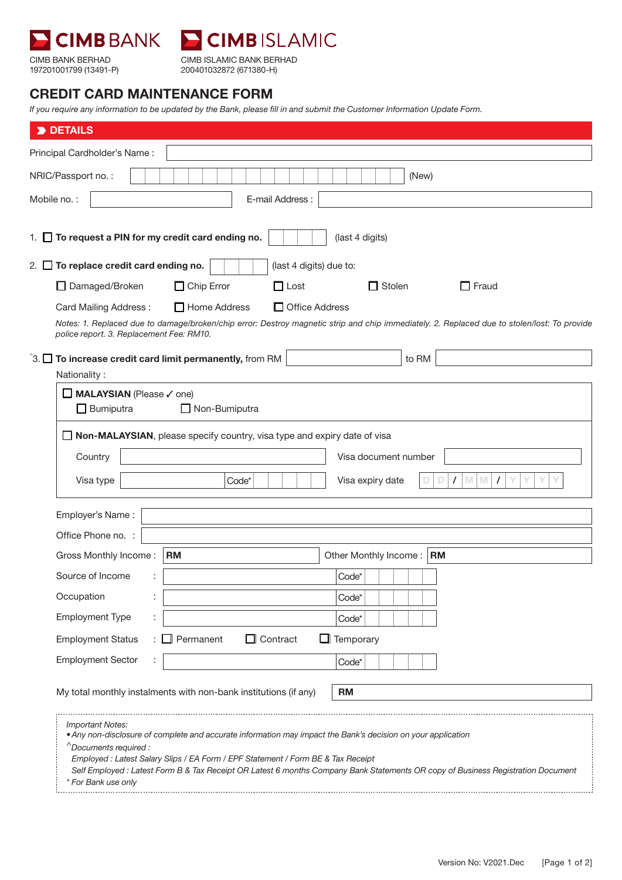CIMB BANK

CIMB BANK BERHAD
197201001799 (13491-P)

CIMB ISLAMIC

CIMB ISLAMIC BANK BERHAD
200401032872 (671380-H)

# CREDIT CARD MAINTENANCE FORM

*If you require any information to be updated by the Bank, please fill in and submit the Customer Information Update Form.*

## DETAILS

Principal Cardholder's Name : ____________________

NRIC/Passport no. : ____________________ (New)

Mobile no. : ____________________ E-mail Address : ____________________

1. ☐ **To request a PIN for my credit card ending no.** ____ (last 4 digits)

2. ☐ **To replace credit card ending no.** ____ (last 4 digits) due to:

   ☐ Damaged/Broken ☐ Chip Error ☐ Lost ☐ Stolen ☐ Fraud

   Card Mailing Address : ☐ Home Address ☐ Office Address

   *Notes: 1. Replaced due to damage/broken/chip error: Destroy magnetic strip and chip immediately. 2. Replaced due to stolen/lost: To provide police report. 3. Replacement Fee: RM10.*

^3. ☐ **To increase credit card limit permanently,** from RM ____________ to RM ____________

Nationality :

☐ **MALAYSIAN** (Please ✓ one)
☐ Bumiputra ☐ Non-Bumiputra

☐ **Non-MALAYSIAN**, please specify country, visa type and expiry date of visa

Country ____________________ Visa document number ____________________

Visa type ____________________ Code* ____ Visa expiry date D D / M M / Y Y Y Y

Employer's Name : ____________________

Office Phone no. : ____________________

Gross Monthly Income : **RM** ____________ Other Monthly Income : **RM** ____________

Source of Income : ____________________ Code* ____

Occupation : ____________________ Code* ____

Employment Type : ____________________ Code* ____

Employment Status : ☐ Permanent ☐ Contract ☐ Temporary

Employment Sector : ____________________ Code* ____

My total monthly instalments with non-bank institutions (if any) **RM** ____________

*Important Notes:*
- *Any non-disclosure of complete and accurate information may impact the Bank's decision on your application*

*^Documents required :*
*Employed : Latest Salary Slips / EA Form / EPF Statement / Form BE & Tax Receipt*
*Self Employed : Latest Form B & Tax Receipt OR Latest 6 months Company Bank Statements OR copy of Business Registration Document*

** For Bank use only*

Version No: V2021.Dec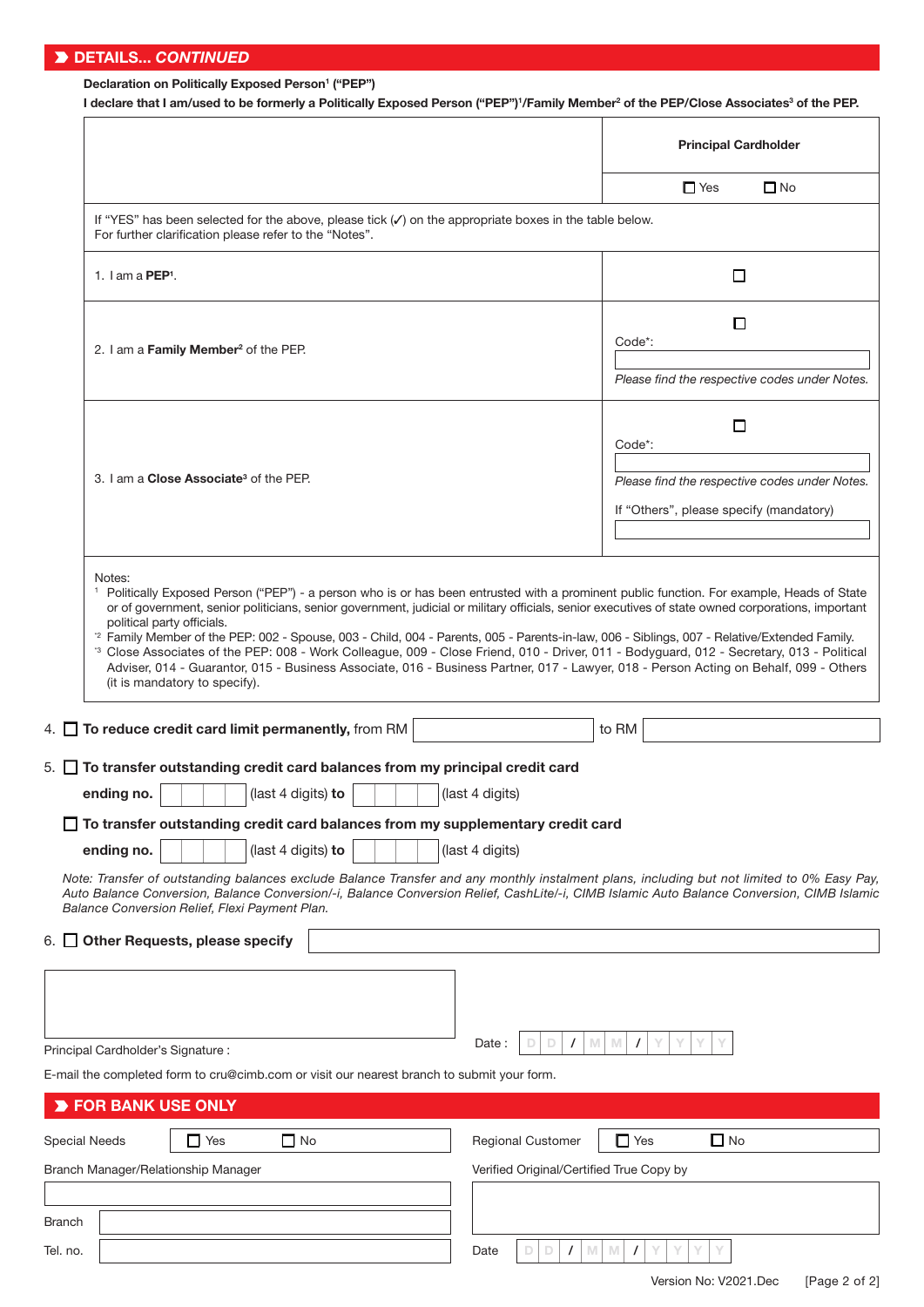## DETAILS... *CONTINUED*

**Declaration on Politically Exposed Person[1] ("PEP")**

**I declare that I am/used to be formerly a Politically Exposed Person ("PEP")[1]/Family Member[2] of the PEP/Close Associates[3] of the PEP.**

| | **Principal Cardholder** |
|---|---|
| | ☐ Yes ☐ No |
| If "YES" has been selected for the above, please tick (✓) on the appropriate boxes in the table below. For further clarification please refer to the "Notes". | |
| 1. I am a **PEP**[1]. | ☐ |
| 2. I am a **Family Member**[2] of the PEP. | ☐ Code*: ______ *Please find the respective codes under Notes.* |
| 3. I am a **Close Associate**[3] of the PEP. | ☐ Code*: ______ *Please find the respective codes under Notes.* If "Others", please specify (mandatory) ______ |

Notes:
[1] Politically Exposed Person ("PEP") - a person who is or has been entrusted with a prominent public function. For example, Heads of State or of government, senior politicians, senior government, judicial or military officials, senior executives of state owned corporations, important political party officials.
*[2] Family Member of the PEP: 002 - Spouse, 003 - Child, 004 - Parents, 005 - Parents-in-law, 006 - Siblings, 007 - Relative/Extended Family.
*[3] Close Associates of the PEP: 008 - Work Colleague, 009 - Close Friend, 010 - Driver, 011 - Bodyguard, 012 - Secretary, 013 - Political Adviser, 014 - Guarantor, 015 - Business Associate, 016 - Business Partner, 017 - Lawyer, 018 - Person Acting on Behalf, 099 - Others (it is mandatory to specify).

4. ☐ **To reduce credit card limit permanently,** from RM ______ to RM ______

5. ☐ **To transfer outstanding credit card balances from my principal credit card ending no.** ☐☐☐☐ (last 4 digits) **to** ☐☐☐☐ (last 4 digits)

   ☐ **To transfer outstanding credit card balances from my supplementary credit card ending no.** ☐☐☐☐ (last 4 digits) **to** ☐☐☐☐ (last 4 digits)

*Note: Transfer of outstanding balances exclude Balance Transfer and any monthly instalment plans, including but not limited to 0% Easy Pay, Auto Balance Conversion, Balance Conversion/-i, Balance Conversion Relief, CashLite/-i, CIMB Islamic Auto Balance Conversion, CIMB Islamic Balance Conversion Relief, Flexi Payment Plan.*

6. ☐ **Other Requests, please specify** ______

Principal Cardholder's Signature : ______

Date : D D / M M / Y Y Y Y

E-mail the completed form to cru@cimb.com or visit our nearest branch to submit your form.

## FOR BANK USE ONLY

Special Needs ☐ Yes ☐ No

Regional Customer ☐ Yes ☐ No

Branch Manager/Relationship Manager ______

Verified Original/Certified True Copy by ______

Branch ______

Tel. no. ______

Date D D / M M / Y Y Y Y

Version No: V2021.Dec